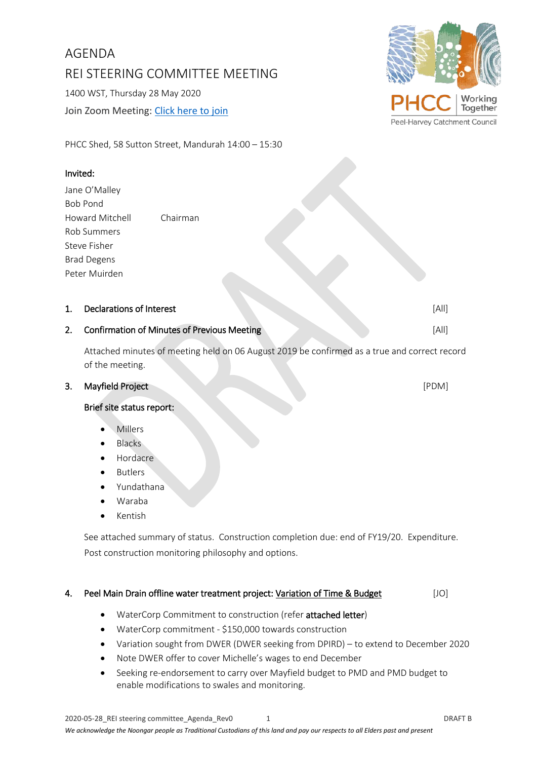# AGENDA

# REI STEERING COMMITTEE MEETING

1400 WST, Thursday 28 May 2020

Join Zoom Meeting: Click here to join

PHCC Working Together

Peel-Harvey Catchment Council

PHCC Shed, 58 Sutton Street, Mandurah 14:00 – 15:30

**Invited:**

Jane O'Malley
Bob Pond
Howard Mitchell Chairman
Rob Summers
Steve Fisher
Brad Degens
Peter Muirden

DRAFT

**1. Declarations of Interest** [All]

**2. Confirmation of Minutes of Previous Meeting** [All]

Attached minutes of meeting held on 06 August 2019 be confirmed as a true and correct record of the meeting.

**3. Mayfield Project** [PDM]

**Brief site status report:**

- Millers
- Blacks
- Hordacre
- Butlers
- Yundathana
- Waraba
- Kentish

See attached summary of status. Construction completion due: end of FY19/20. Expenditure. Post construction monitoring philosophy and options.

**4. Peel Main Drain offline water treatment project: Variation of Time & Budget** [JO]

- WaterCorp Commitment to construction (refer **attached letter**)
- WaterCorp commitment - $150,000 towards construction
- Variation sought from DWER (DWER seeking from DPIRD) – to extend to December 2020
- Note DWER offer to cover Michelle's wages to end December
- Seeking re-endorsement to carry over Mayfield budget to PMD and PMD budget to enable modifications to swales and monitoring.

*We acknowledge the Noongar people as Traditional Custodians of this land and pay our respects to all Elders past and present*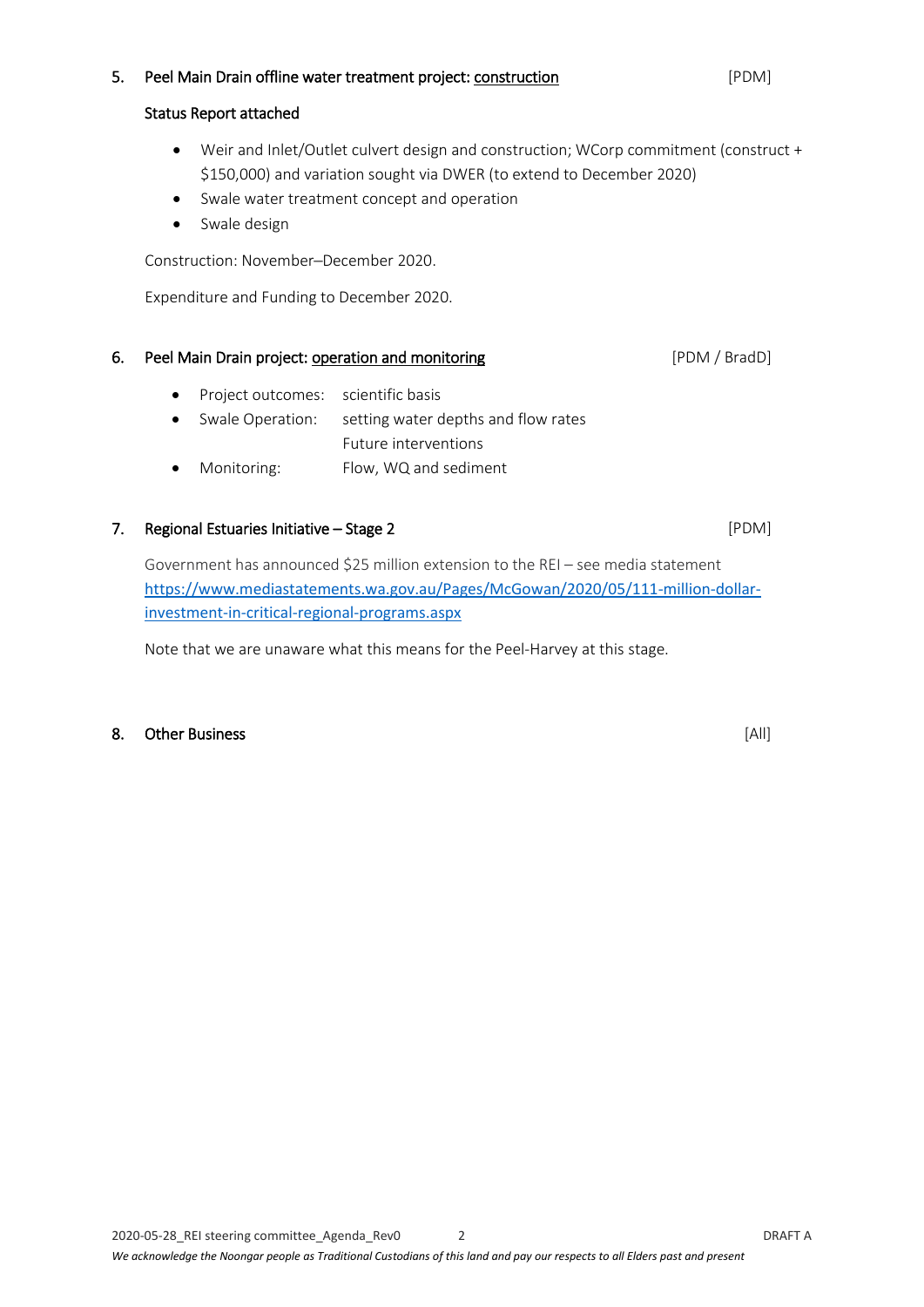## 5. Peel Main Drain offline water treatment project: construction [PDM]

### Status Report attached

- Weir and Inlet/Outlet culvert design and construction; WCorp commitment (construct + $150,000) and variation sought via DWER (to extend to December 2020)
- Swale water treatment concept and operation
- Swale design

Construction: November–December 2020.

Expenditure and Funding to December 2020.

## 6. Peel Main Drain project: operation and monitoring [PDM / BradD]

- Project outcomes: scientific basis
- Swale Operation: setting water depths and flow rates  
  Future interventions
- Monitoring: Flow, WQ and sediment

## 7. Regional Estuaries Initiative – Stage 2 [PDM]

Government has announced $25 million extension to the REI – see media statement [https://www.mediastatements.wa.gov.au/Pages/McGowan/2020/05/111-million-dollar-investment-in-critical-regional-programs.aspx](https://www.mediastatements.wa.gov.au/Pages/McGowan/2020/05/111-million-dollar-investment-in-critical-regional-programs.aspx)

Note that we are unaware what this means for the Peel-Harvey at this stage.

## 8. Other Business [All]

*We acknowledge the Noongar people as Traditional Custodians of this land and pay our respects to all Elders past and present*